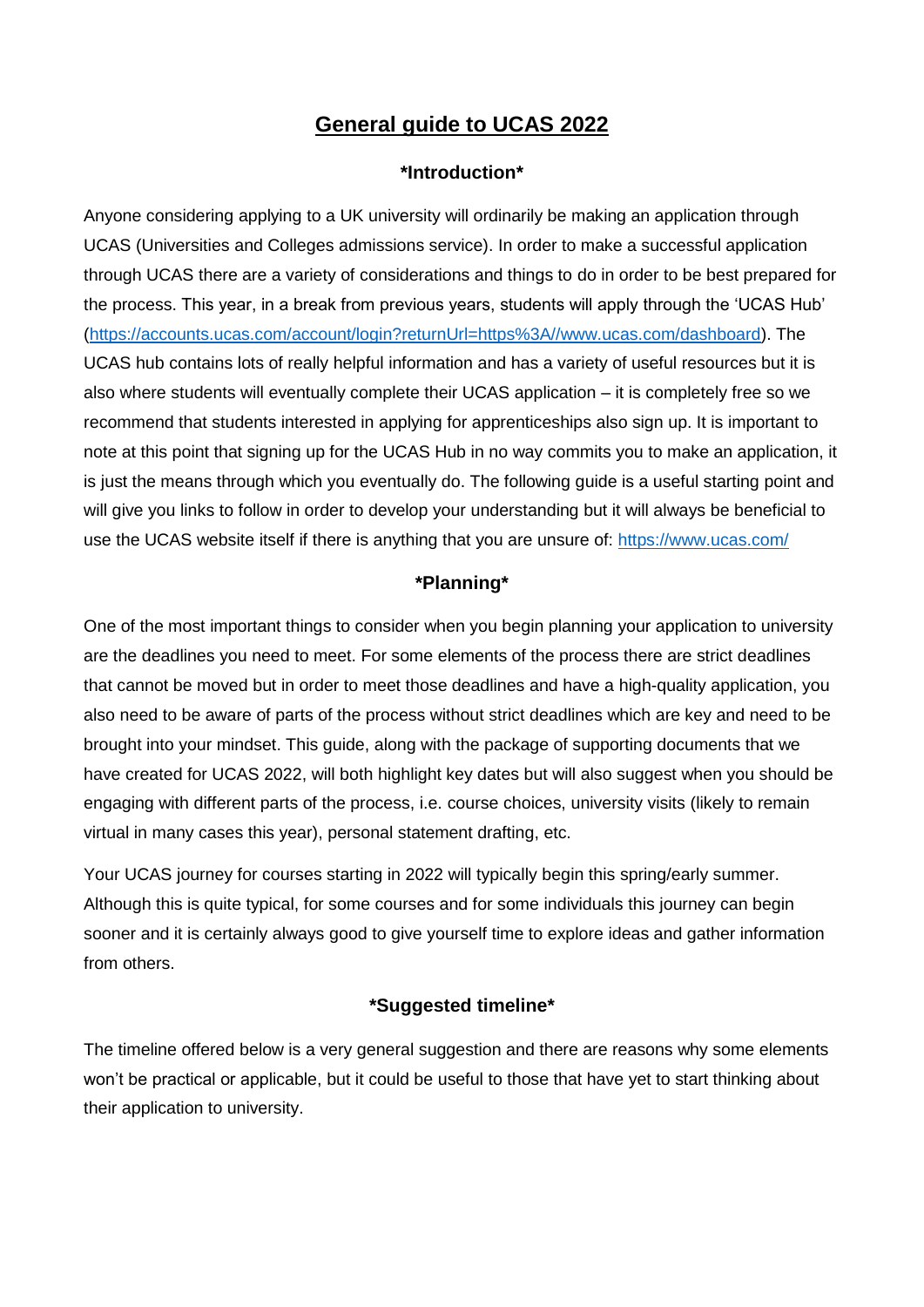# General guide to UCAS 2022

## *Introduction*

Anyone considering applying to a UK university will ordinarily be making an application through UCAS (Universities and Colleges admissions service). In order to make a successful application through UCAS there are a variety of considerations and things to do in order to be best prepared for the process. This year, in a break from previous years, students will apply through the 'UCAS Hub' ([https://accounts.ucas.com/account/login?returnUrl=https%3A//www.ucas.com/dashboard](https://accounts.ucas.com/account/login?returnUrl=https%3A//www.ucas.com/dashboard)). The UCAS hub contains lots of really helpful information and has a variety of useful resources but it is also where students will eventually complete their UCAS application – it is completely free so we recommend that students interested in applying for apprenticeships also sign up. It is important to note at this point that signing up for the UCAS Hub in no way commits you to make an application, it is just the means through which you eventually do. The following guide is a useful starting point and will give you links to follow in order to develop your understanding but it will always be beneficial to use the UCAS website itself if there is anything that you are unsure of: [https://www.ucas.com/](https://www.ucas.com/)

## *Planning*

One of the most important things to consider when you begin planning your application to university are the deadlines you need to meet. For some elements of the process there are strict deadlines that cannot be moved but in order to meet those deadlines and have a high-quality application, you also need to be aware of parts of the process without strict deadlines which are key and need to be brought into your mindset. This guide, along with the package of supporting documents that we have created for UCAS 2022, will both highlight key dates but will also suggest when you should be engaging with different parts of the process, i.e. course choices, university visits (likely to remain virtual in many cases this year), personal statement drafting, etc.

Your UCAS journey for courses starting in 2022 will typically begin this spring/early summer. Although this is quite typical, for some courses and for some individuals this journey can begin sooner and it is certainly always good to give yourself time to explore ideas and gather information from others.

## *Suggested timeline*

The timeline offered below is a very general suggestion and there are reasons why some elements won't be practical or applicable, but it could be useful to those that have yet to start thinking about their application to university.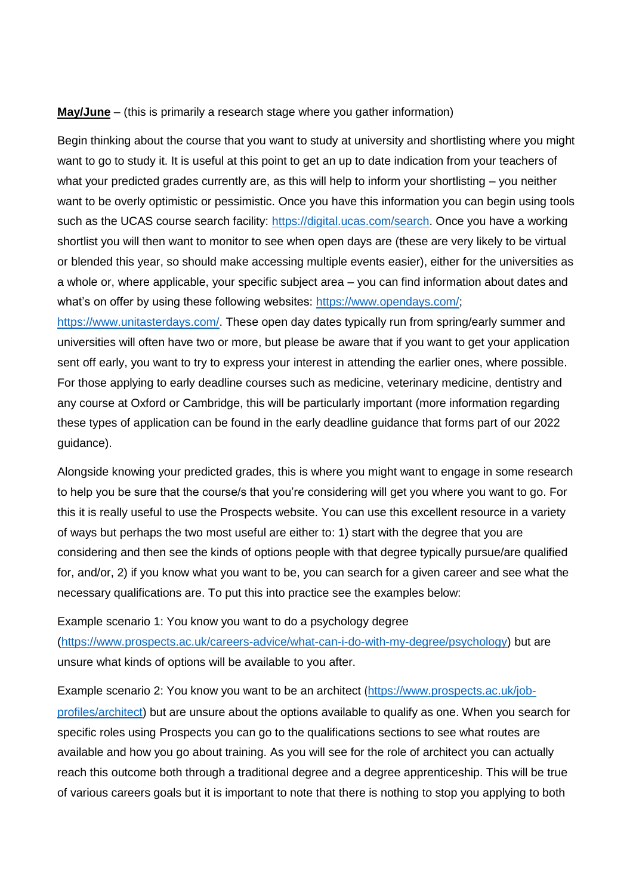**<u>May/June</u>** – (this is primarily a research stage where you gather information)

Begin thinking about the course that you want to study at university and shortlisting where you might want to go to study it. It is useful at this point to get an up to date indication from your teachers of what your predicted grades currently are, as this will help to inform your shortlisting – you neither want to be overly optimistic or pessimistic. Once you have this information you can begin using tools such as the UCAS course search facility: https://digital.ucas.com/search. Once you have a working shortlist you will then want to monitor to see when open days are (these are very likely to be virtual or blended this year, so should make accessing multiple events easier), either for the universities as a whole or, where applicable, your specific subject area – you can find information about dates and what's on offer by using these following websites: https://www.opendays.com/; https://www.unitasterdays.com/. These open day dates typically run from spring/early summer and universities will often have two or more, but please be aware that if you want to get your application sent off early, you want to try to express your interest in attending the earlier ones, where possible. For those applying to early deadline courses such as medicine, veterinary medicine, dentistry and any course at Oxford or Cambridge, this will be particularly important (more information regarding these types of application can be found in the early deadline guidance that forms part of our 2022 guidance).

Alongside knowing your predicted grades, this is where you might want to engage in some research to help you be sure that the course/s that you're considering will get you where you want to go. For this it is really useful to use the Prospects website. You can use this excellent resource in a variety of ways but perhaps the two most useful are either to: 1) start with the degree that you are considering and then see the kinds of options people with that degree typically pursue/are qualified for, and/or, 2) if you know what you want to be, you can search for a given career and see what the necessary qualifications are. To put this into practice see the examples below:

Example scenario 1: You know you want to do a psychology degree (https://www.prospects.ac.uk/careers-advice/what-can-i-do-with-my-degree/psychology) but are unsure what kinds of options will be available to you after.

Example scenario 2: You know you want to be an architect (https://www.prospects.ac.uk/job-profiles/architect) but are unsure about the options available to qualify as one. When you search for specific roles using Prospects you can go to the qualifications sections to see what routes are available and how you go about training. As you will see for the role of architect you can actually reach this outcome both through a traditional degree and a degree apprenticeship. This will be true of various careers goals but it is important to note that there is nothing to stop you applying to both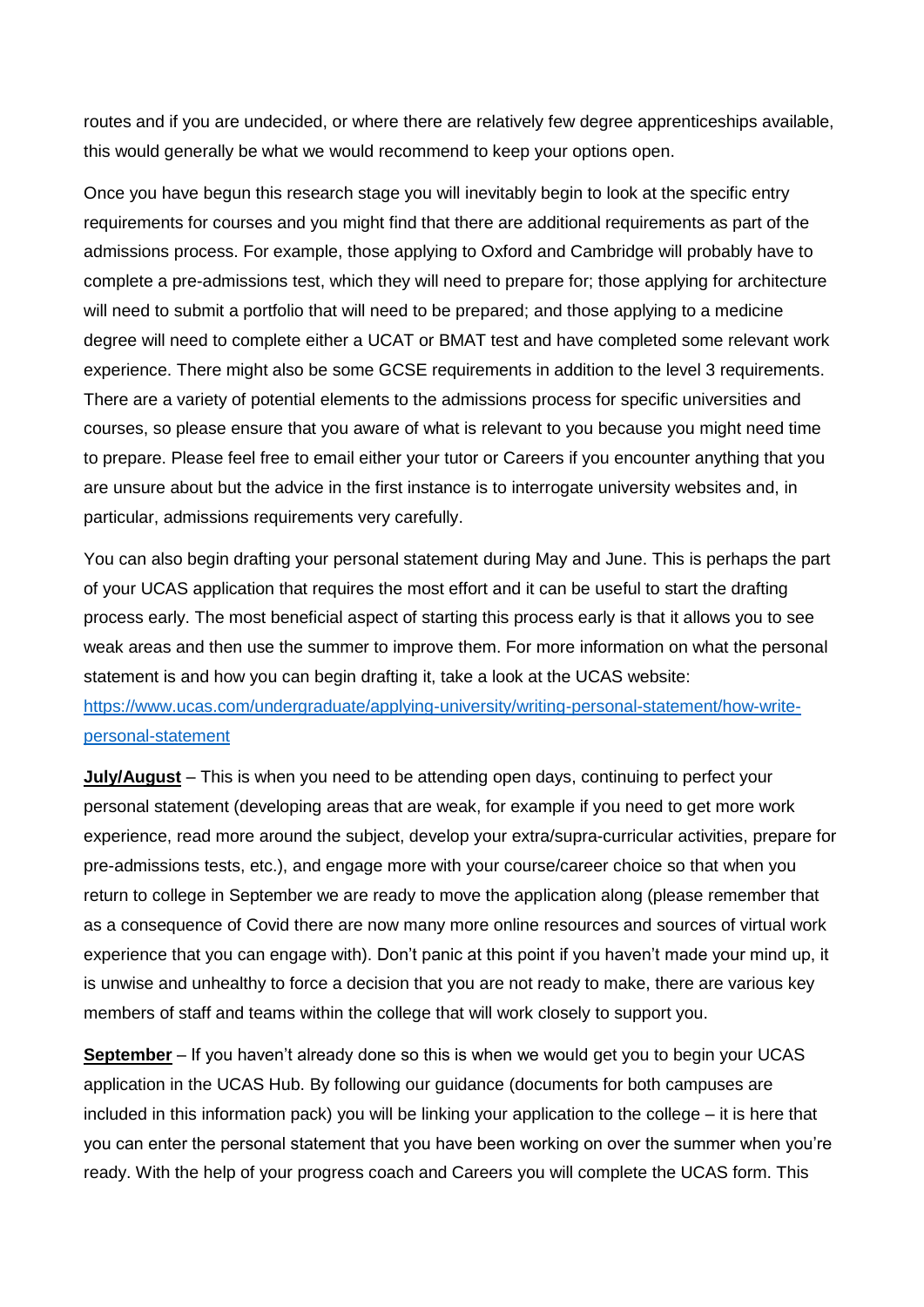routes and if you are undecided, or where there are relatively few degree apprenticeships available, this would generally be what we would recommend to keep your options open.

Once you have begun this research stage you will inevitably begin to look at the specific entry requirements for courses and you might find that there are additional requirements as part of the admissions process. For example, those applying to Oxford and Cambridge will probably have to complete a pre-admissions test, which they will need to prepare for; those applying for architecture will need to submit a portfolio that will need to be prepared; and those applying to a medicine degree will need to complete either a UCAT or BMAT test and have completed some relevant work experience. There might also be some GCSE requirements in addition to the level 3 requirements. There are a variety of potential elements to the admissions process for specific universities and courses, so please ensure that you aware of what is relevant to you because you might need time to prepare. Please feel free to email either your tutor or Careers if you encounter anything that you are unsure about but the advice in the first instance is to interrogate university websites and, in particular, admissions requirements very carefully.

You can also begin drafting your personal statement during May and June. This is perhaps the part of your UCAS application that requires the most effort and it can be useful to start the drafting process early. The most beneficial aspect of starting this process early is that it allows you to see weak areas and then use the summer to improve them. For more information on what the personal statement is and how you can begin drafting it, take a look at the UCAS website: [https://www.ucas.com/undergraduate/applying-university/writing-personal-statement/how-write-personal-statement](https://www.ucas.com/undergraduate/applying-university/writing-personal-statement/how-write-personal-statement)

**July/August** – This is when you need to be attending open days, continuing to perfect your personal statement (developing areas that are weak, for example if you need to get more work experience, read more around the subject, develop your extra/supra-curricular activities, prepare for pre-admissions tests, etc.), and engage more with your course/career choice so that when you return to college in September we are ready to move the application along (please remember that as a consequence of Covid there are now many more online resources and sources of virtual work experience that you can engage with). Don't panic at this point if you haven't made your mind up, it is unwise and unhealthy to force a decision that you are not ready to make, there are various key members of staff and teams within the college that will work closely to support you.

**September** – If you haven't already done so this is when we would get you to begin your UCAS application in the UCAS Hub. By following our guidance (documents for both campuses are included in this information pack) you will be linking your application to the college – it is here that you can enter the personal statement that you have been working on over the summer when you're ready. With the help of your progress coach and Careers you will complete the UCAS form. This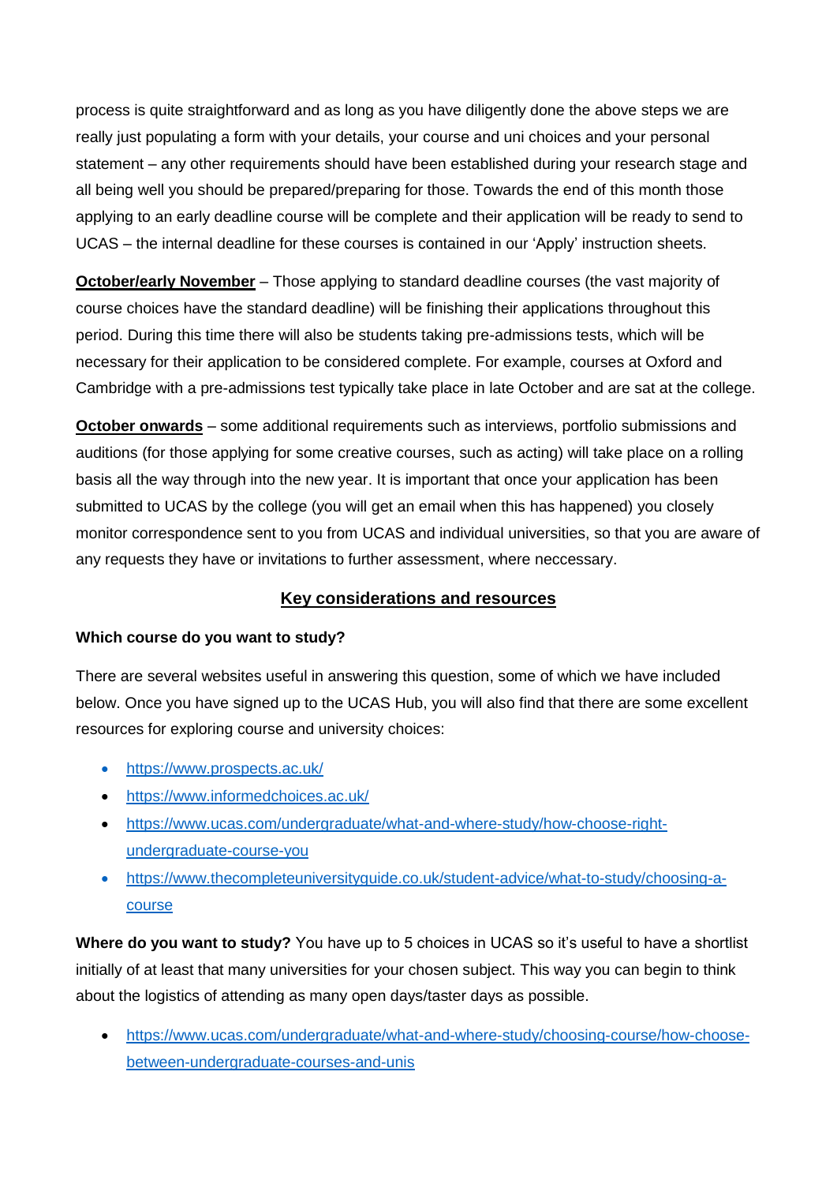process is quite straightforward and as long as you have diligently done the above steps we are really just populating a form with your details, your course and uni choices and your personal statement – any other requirements should have been established during your research stage and all being well you should be prepared/preparing for those. Towards the end of this month those applying to an early deadline course will be complete and their application will be ready to send to UCAS – the internal deadline for these courses is contained in our 'Apply' instruction sheets.

**October/early November** – Those applying to standard deadline courses (the vast majority of course choices have the standard deadline) will be finishing their applications throughout this period. During this time there will also be students taking pre-admissions tests, which will be necessary for their application to be considered complete. For example, courses at Oxford and Cambridge with a pre-admissions test typically take place in late October and are sat at the college.

**October onwards** – some additional requirements such as interviews, portfolio submissions and auditions (for those applying for some creative courses, such as acting) will take place on a rolling basis all the way through into the new year. It is important that once your application has been submitted to UCAS by the college (you will get an email when this has happened) you closely monitor correspondence sent to you from UCAS and individual universities, so that you are aware of any requests they have or invitations to further assessment, where neccessary.

## Key considerations and resources

**Which course do you want to study?**

There are several websites useful in answering this question, some of which we have included below. Once you have signed up to the UCAS Hub, you will also find that there are some excellent resources for exploring course and university choices:

- https://www.prospects.ac.uk/
- https://www.informedchoices.ac.uk/
- https://www.ucas.com/undergraduate/what-and-where-study/how-choose-right-undergraduate-course-you
- https://www.thecompleteuniversityguide.co.uk/student-advice/what-to-study/choosing-a-course

**Where do you want to study?** You have up to 5 choices in UCAS so it's useful to have a shortlist initially of at least that many universities for your chosen subject. This way you can begin to think about the logistics of attending as many open days/taster days as possible.

- https://www.ucas.com/undergraduate/what-and-where-study/choosing-course/how-choose-between-undergraduate-courses-and-unis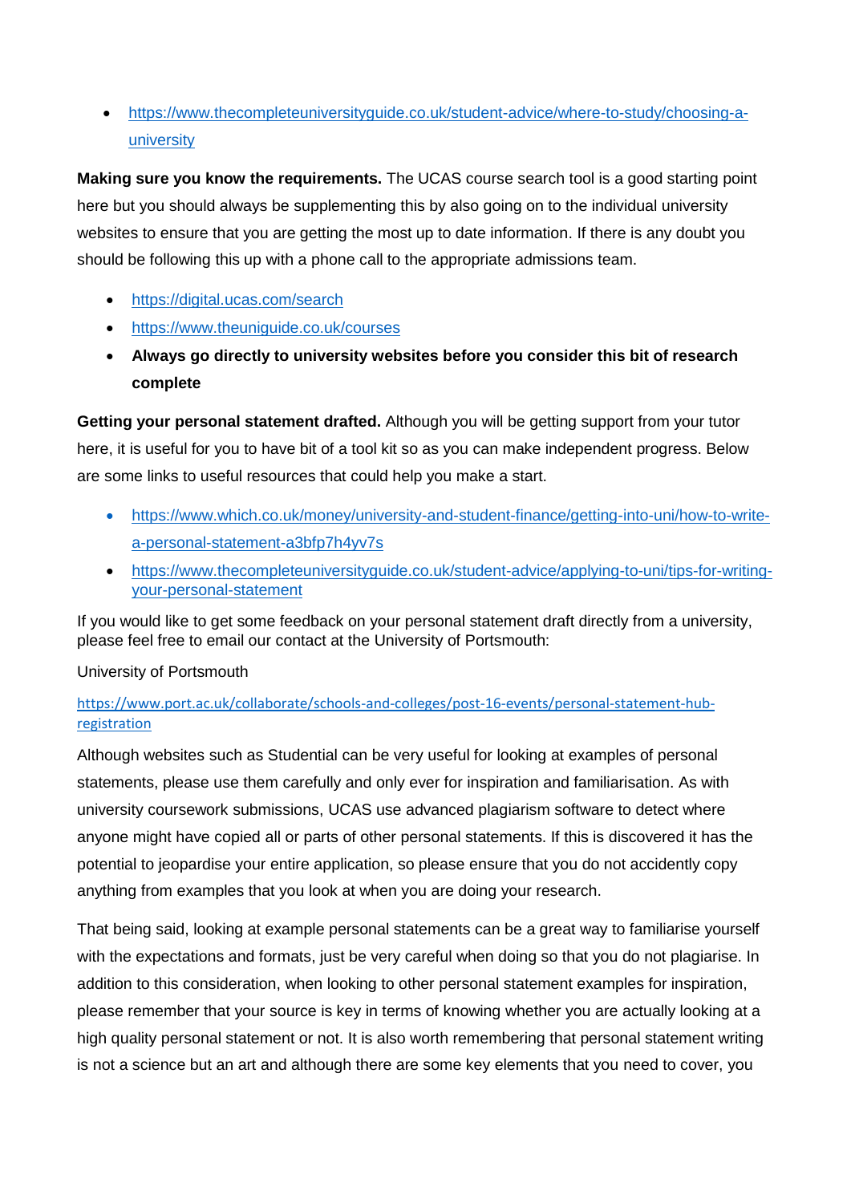- https://www.thecompleteuniversityguide.co.uk/student-advice/where-to-study/choosing-a-university

**Making sure you know the requirements.** The UCAS course search tool is a good starting point here but you should always be supplementing this by also going on to the individual university websites to ensure that you are getting the most up to date information. If there is any doubt you should be following this up with a phone call to the appropriate admissions team.

- https://digital.ucas.com/search
- https://www.theuniguide.co.uk/courses
- **Always go directly to university websites before you consider this bit of research complete**

**Getting your personal statement drafted.** Although you will be getting support from your tutor here, it is useful for you to have bit of a tool kit so as you can make independent progress. Below are some links to useful resources that could help you make a start.

- https://www.which.co.uk/money/university-and-student-finance/getting-into-uni/how-to-write-a-personal-statement-a3bfp7h4yv7s
- https://www.thecompleteuniversityguide.co.uk/student-advice/applying-to-uni/tips-for-writing-your-personal-statement

If you would like to get some feedback on your personal statement draft directly from a university, please feel free to email our contact at the University of Portsmouth:

University of Portsmouth

https://www.port.ac.uk/collaborate/schools-and-colleges/post-16-events/personal-statement-hub-registration

Although websites such as Studential can be very useful for looking at examples of personal statements, please use them carefully and only ever for inspiration and familiarisation. As with university coursework submissions, UCAS use advanced plagiarism software to detect where anyone might have copied all or parts of other personal statements. If this is discovered it has the potential to jeopardise your entire application, so please ensure that you do not accidently copy anything from examples that you look at when you are doing your research.

That being said, looking at example personal statements can be a great way to familiarise yourself with the expectations and formats, just be very careful when doing so that you do not plagiarise. In addition to this consideration, when looking to other personal statement examples for inspiration, please remember that your source is key in terms of knowing whether you are actually looking at a high quality personal statement or not. It is also worth remembering that personal statement writing is not a science but an art and although there are some key elements that you need to cover, you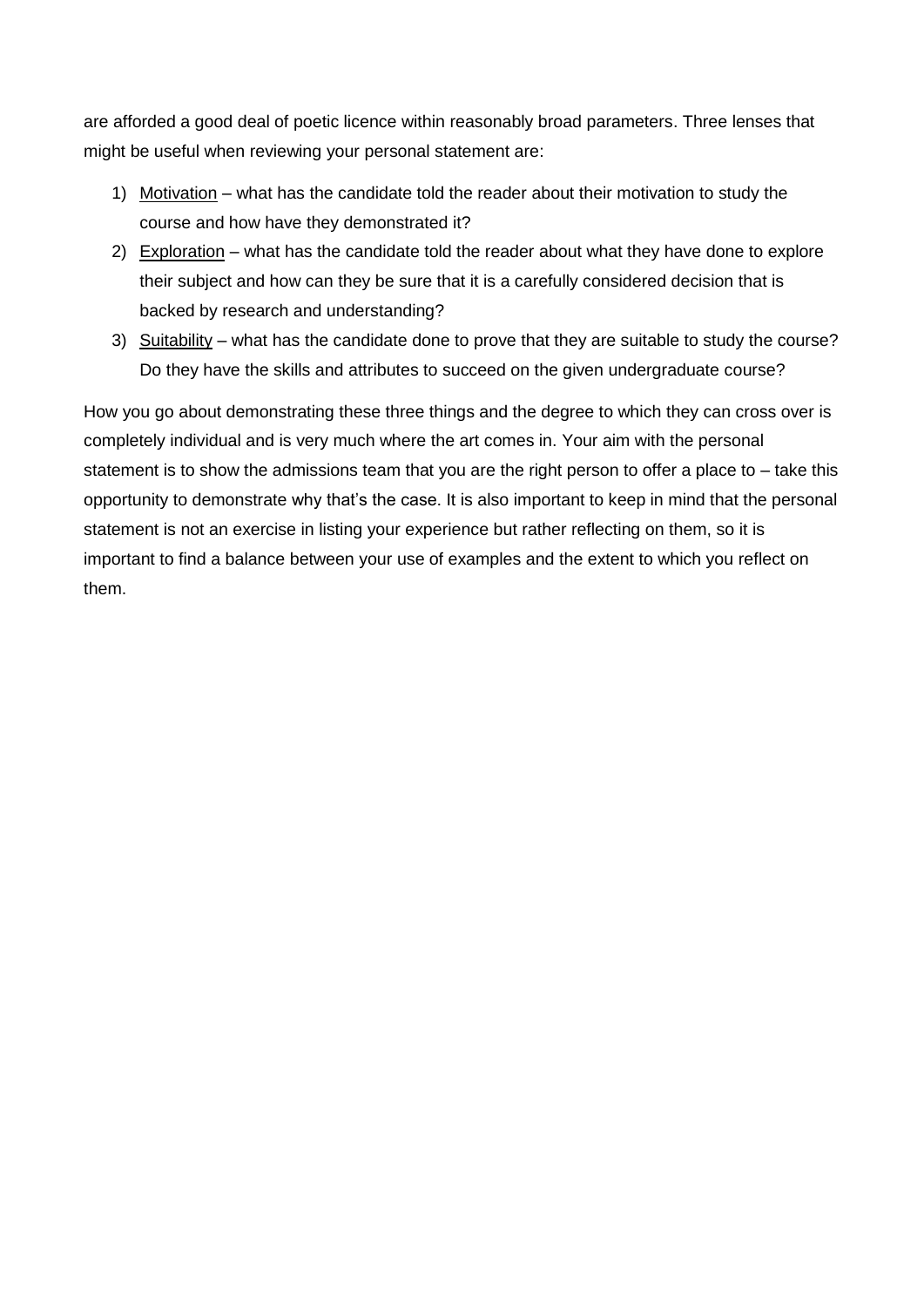are afforded a good deal of poetic licence within reasonably broad parameters. Three lenses that might be useful when reviewing your personal statement are:

1) Motivation – what has the candidate told the reader about their motivation to study the course and how have they demonstrated it?
2) Exploration – what has the candidate told the reader about what they have done to explore their subject and how can they be sure that it is a carefully considered decision that is backed by research and understanding?
3) Suitability – what has the candidate done to prove that they are suitable to study the course? Do they have the skills and attributes to succeed on the given undergraduate course?

How you go about demonstrating these three things and the degree to which they can cross over is completely individual and is very much where the art comes in. Your aim with the personal statement is to show the admissions team that you are the right person to offer a place to – take this opportunity to demonstrate why that's the case. It is also important to keep in mind that the personal statement is not an exercise in listing your experience but rather reflecting on them, so it is important to find a balance between your use of examples and the extent to which you reflect on them.